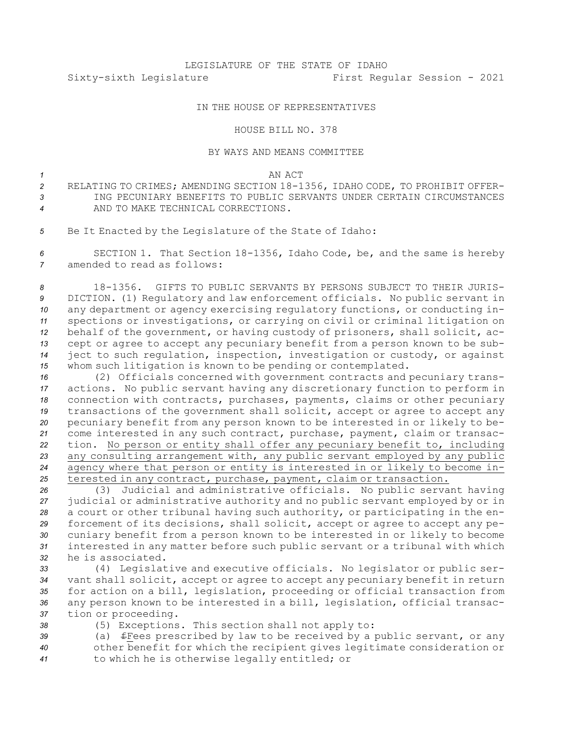LEGISLATURE OF THE STATE OF IDAHO

Sixty-sixth Legislature First Regular Session - 2021

IN THE HOUSE OF REPRESENTATIVES

HOUSE BILL NO. 378

BY WAYS AND MEANS COMMITTEE

AN ACT

RELATING TO CRIMES; AMENDING SECTION 18-1356, IDAHO CODE, TO PROHIBIT OFFERING PECUNIARY BENEFITS TO PUBLIC SERVANTS UNDER CERTAIN CIRCUMSTANCES AND TO MAKE TECHNICAL CORRECTIONS.

Be It Enacted by the Legislature of the State of Idaho:

SECTION 1. That Section 18-1356, Idaho Code, be, and the same is hereby amended to read as follows:

18-1356. GIFTS TO PUBLIC SERVANTS BY PERSONS SUBJECT TO THEIR JURISDICTION. (1) Regulatory and law enforcement officials. No public servant in any department or agency exercising regulatory functions, or conducting inspections or investigations, or carrying on civil or criminal litigation on behalf of the government, or having custody of prisoners, shall solicit, accept or agree to accept any pecuniary benefit from a person known to be subject to such regulation, inspection, investigation or custody, or against whom such litigation is known to be pending or contemplated.

(2) Officials concerned with government contracts and pecuniary transactions. No public servant having any discretionary function to perform in connection with contracts, purchases, payments, claims or other pecuniary transactions of the government shall solicit, accept or agree to accept any pecuniary benefit from any person known to be interested in or likely to become interested in any such contract, purchase, payment, claim or transaction. <u>No person or entity shall offer any pecuniary benefit to, including any consulting arrangement with, any public servant employed by any public agency where that person or entity is interested in or likely to become interested in any contract, purchase, payment, claim or transaction.</u>

(3) Judicial and administrative officials. No public servant having judicial or administrative authority and no public servant employed by or in a court or other tribunal having such authority, or participating in the enforcement of its decisions, shall solicit, accept or agree to accept any pecuniary benefit from a person known to be interested in or likely to become interested in any matter before such public servant or a tribunal with which he is associated.

(4) Legislative and executive officials. No legislator or public servant shall solicit, accept or agree to accept any pecuniary benefit in return for action on a bill, legislation, proceeding or official transaction from any person known to be interested in a bill, legislation, official transaction or proceeding.

(5) Exceptions. This section shall not apply to:

(a) ~~f~~<u>F</u>ees prescribed by law to be received by a public servant, or any other benefit for which the recipient gives legitimate consideration or to which he is otherwise legally entitled; or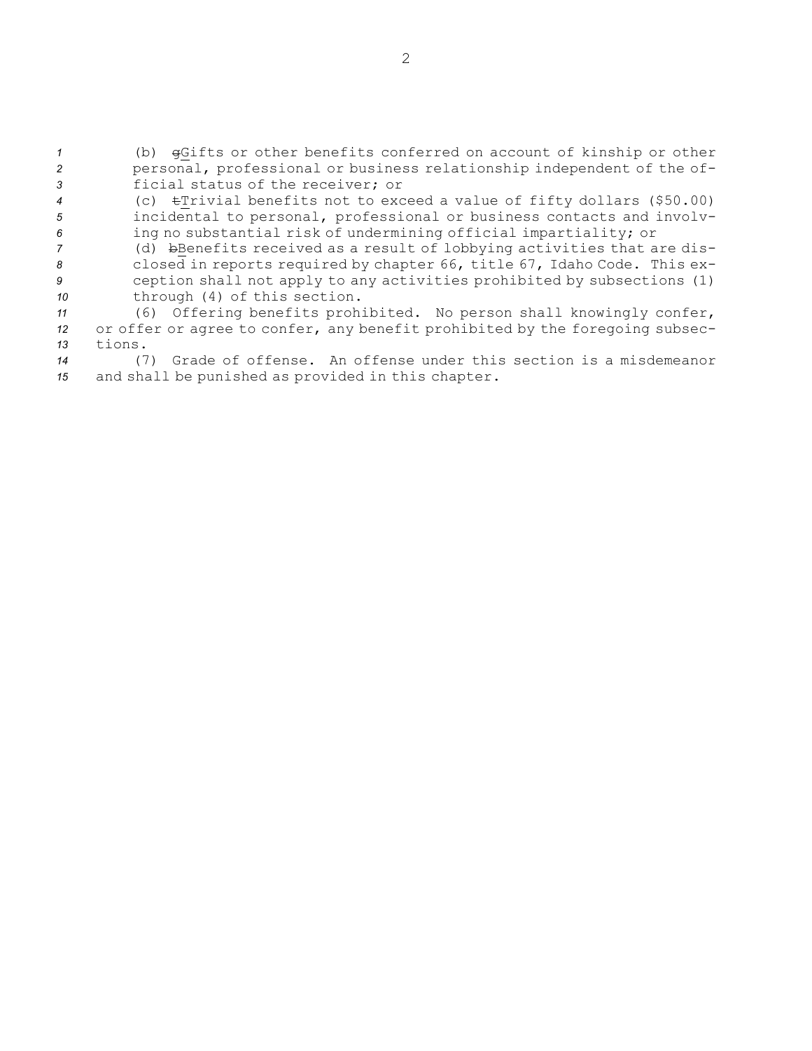(b) ~~g~~Gifts or other benefits conferred on account of kinship or other personal, professional or business relationship independent of the official status of the receiver; or

(c) ~~t~~Trivial benefits not to exceed a value of fifty dollars ($50.00) incidental to personal, professional or business contacts and involving no substantial risk of undermining official impartiality; or

(d) ~~b~~Benefits received as a result of lobbying activities that are disclosed in reports required by chapter 66, title 67, Idaho Code. This exception shall not apply to any activities prohibited by subsections (1) through (4) of this section.

(6) Offering benefits prohibited. No person shall knowingly confer, or offer or agree to confer, any benefit prohibited by the foregoing subsections.

(7) Grade of offense. An offense under this section is a misdemeanor and shall be punished as provided in this chapter.